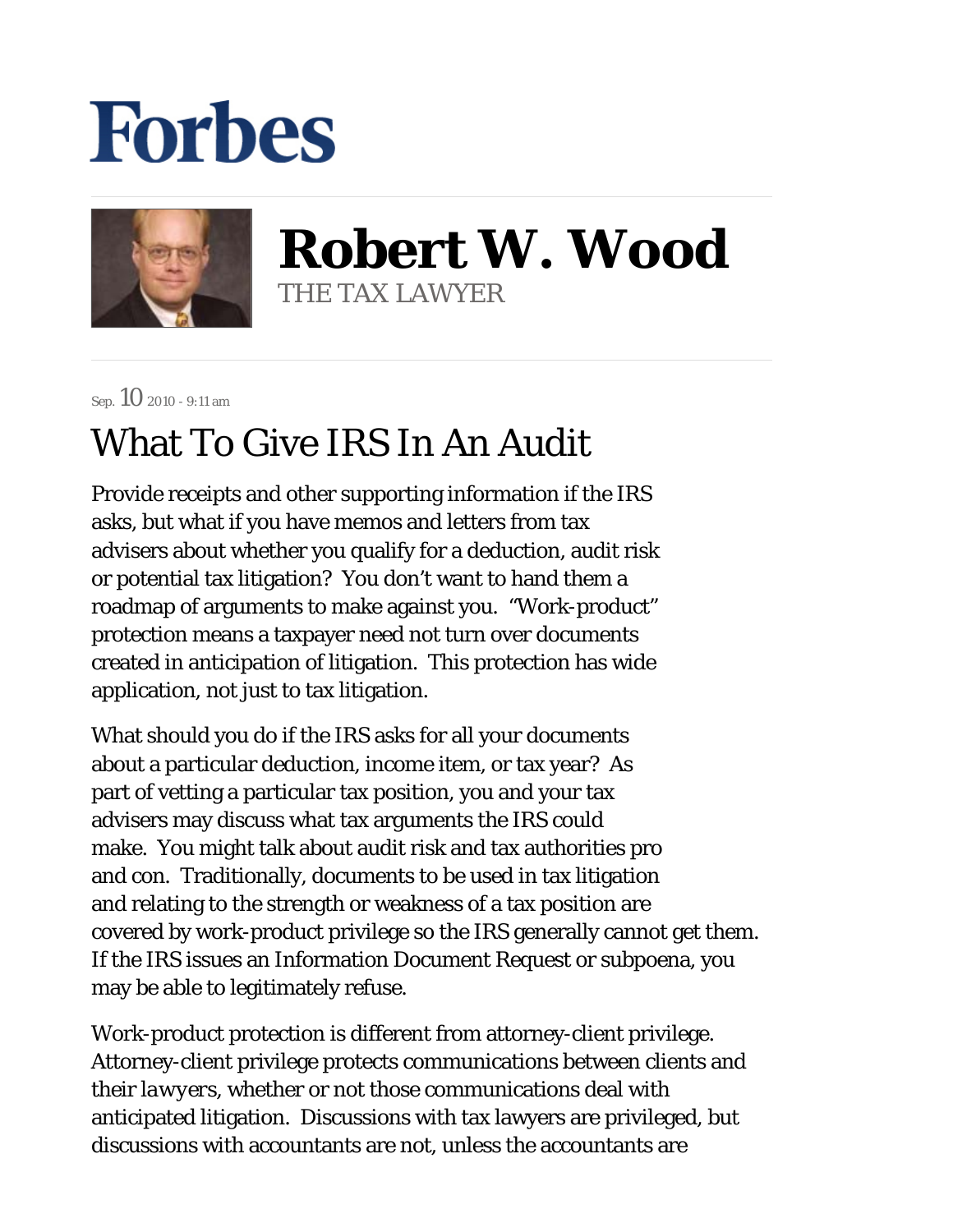# Forbes

**Robert W. Wood**
THE TAX LAWYER

Sep. 10 2010 - 9:11 am

# What To Give IRS In An Audit

Provide receipts and other supporting information if the IRS asks, but what if you have memos and letters from tax advisers about whether you qualify for a deduction, audit risk or potential tax litigation? You don't want to hand them a roadmap of arguments to make against you. "Work-product" protection means a taxpayer need not turn over documents created in anticipation of litigation. This protection has wide application, not just to tax litigation.

What should you do if the IRS asks for all your documents about a particular deduction, income item, or tax year? As part of vetting a particular tax position, you and your tax advisers may discuss what tax arguments the IRS could make. You might talk about audit risk and tax authorities pro and con. Traditionally, documents to be used in tax litigation and relating to the strength or weakness of a tax position are covered by work-product privilege so the IRS generally cannot get them. If the IRS issues an Information Document Request or subpoena, you may be able to legitimately refuse.

Work-product protection is different from attorney-client privilege. Attorney-client privilege protects communications between clients and their *lawyers*, whether or not those communications deal with anticipated litigation. Discussions with tax lawyers are privileged, but discussions with accountants are not, unless the accountants are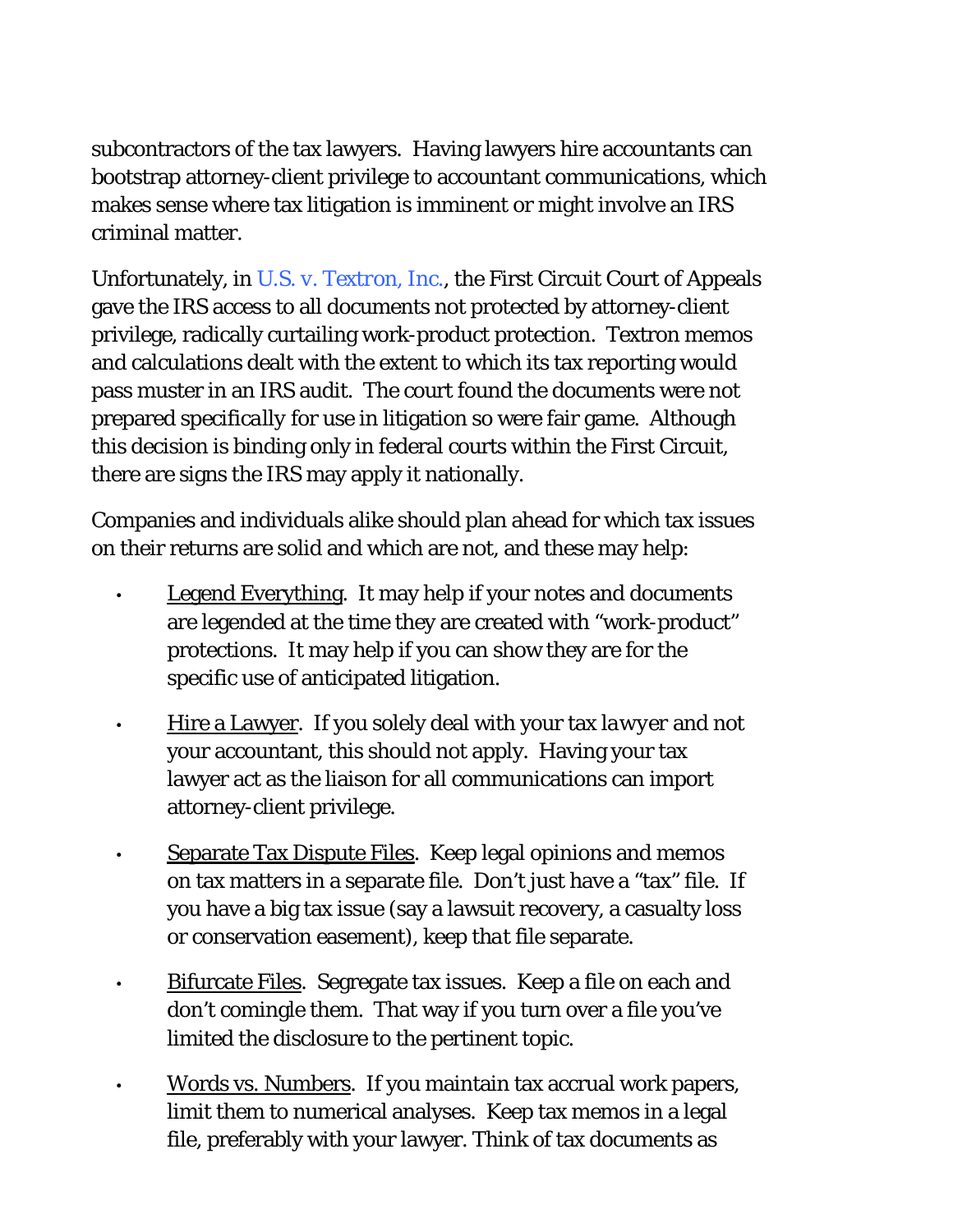subcontractors of the tax lawyers. Having lawyers hire accountants can bootstrap attorney-client privilege to accountant communications, which makes sense where tax litigation is imminent or might involve an IRS criminal matter.

Unfortunately, in U.S. v. Textron, Inc., the First Circuit Court of Appeals gave the IRS access to all documents not protected by attorney-client privilege, radically curtailing work-product protection. Textron memos and calculations dealt with the extent to which its tax reporting would pass muster in an IRS audit. The court found the documents were not prepared *specifically* for use in litigation so were fair game. Although this decision is binding only in federal courts within the First Circuit, there are signs the IRS may apply it nationally.

Companies and individuals alike should plan ahead for which tax issues on their returns are solid and which are not, and these may help:

- Legend Everything. It may help if your notes and documents are legended at the time they are created with "work-product" protections. It may help if you can show they are for the specific use of anticipated litigation.
- Hire a Lawyer. If you solely deal with your tax *lawyer* and not your accountant, this should not apply. Having your tax lawyer act as the liaison for all communications can import attorney-client privilege.
- Separate Tax Dispute Files. Keep legal opinions and memos on tax matters in a separate file. Don't just have a "tax" file. If you have a big tax issue (say a lawsuit recovery, a casualty loss or conservation easement), keep *that* file separate.
- Bifurcate Files. Segregate tax issues. Keep a file on each and don't comingle them. That way if you turn over a file you've limited the disclosure to the pertinent topic.
- Words vs. Numbers. If you maintain tax accrual work papers, limit them to numerical analyses. Keep tax memos in a legal file, preferably with your lawyer. Think of tax documents as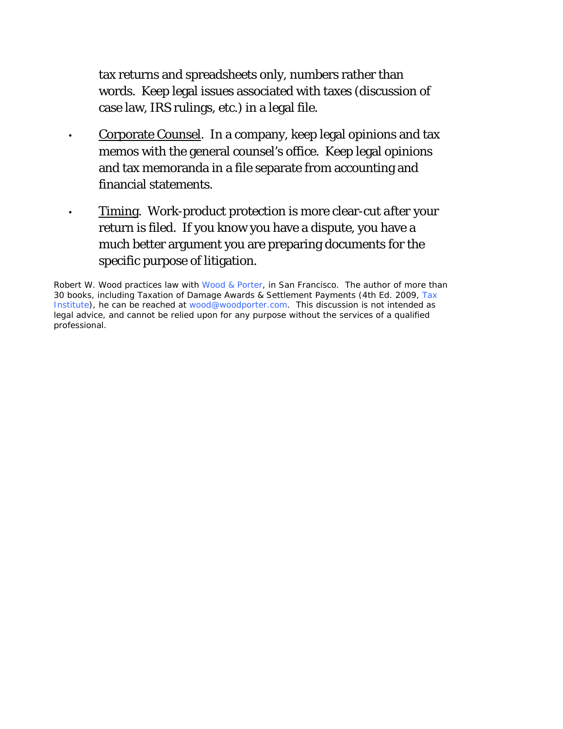tax returns and spreadsheets only, numbers rather than words. Keep legal issues associated with taxes (discussion of case law, IRS rulings, etc.) in a legal file.

- Corporate Counsel. In a company, keep legal opinions and tax memos with the general counsel's office. Keep legal opinions and tax memoranda in a file separate from accounting and financial statements.

- Timing. Work-product protection is more clear-cut after your return is filed. If you know you have a dispute, you have a much better argument you are preparing documents for the specific purpose of litigation.

Robert W. Wood practices law with Wood & Porter, in San Francisco. The author of more than 30 books, including Taxation of Damage Awards & Settlement Payments (4th Ed. 2009, Tax Institute), he can be reached at wood@woodporter.com. This discussion is not intended as legal advice, and cannot be relied upon for any purpose without the services of a qualified professional.